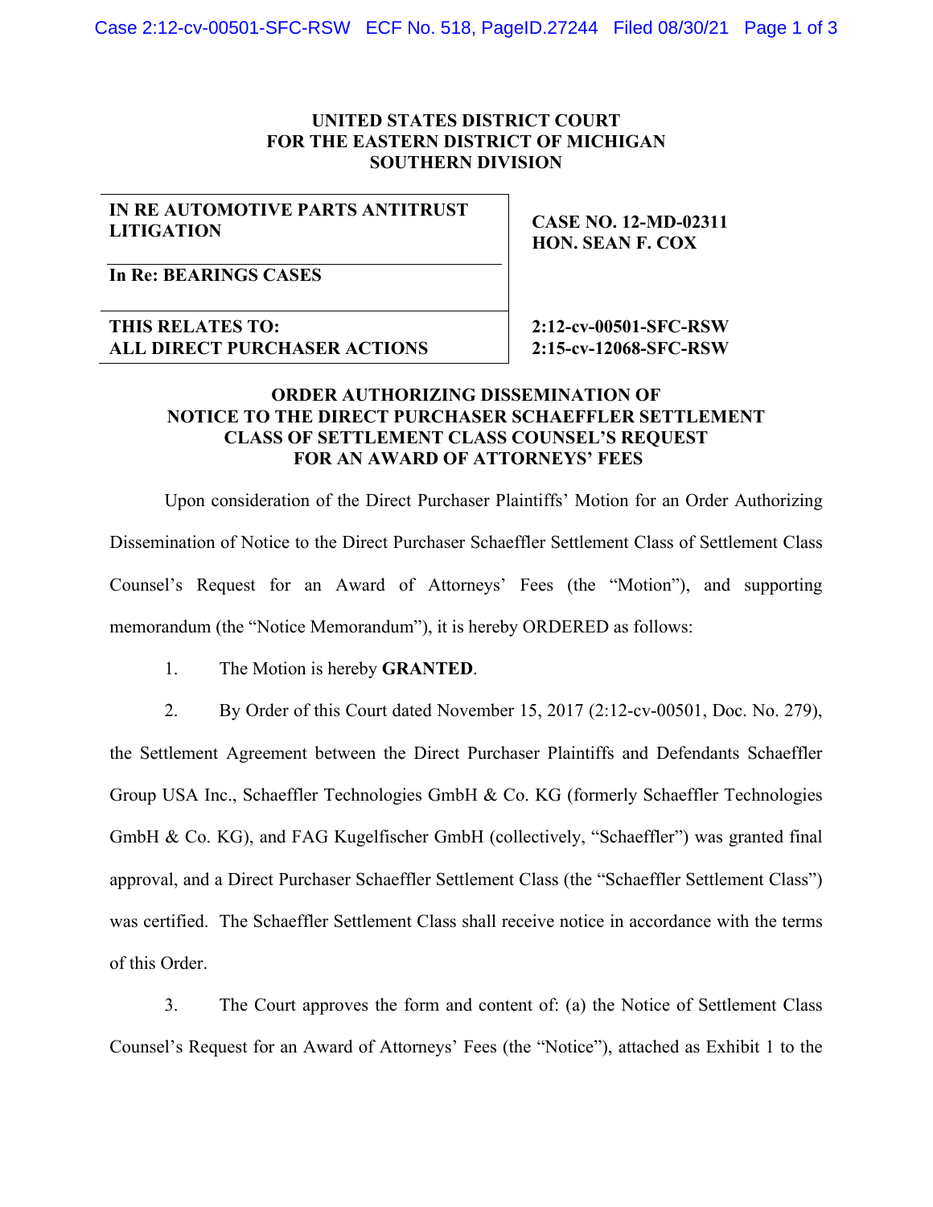**UNITED STATES DISTRICT COURT**
**FOR THE EASTERN DISTRICT OF MICHIGAN**
**SOUTHERN DIVISION**

| | |
|---|---|
| **IN RE AUTOMOTIVE PARTS ANTITRUST LITIGATION** | **CASE NO. 12-MD-02311** **HON. SEAN F. COX** |
| **In Re: BEARINGS CASES** | |
| **THIS RELATES TO: ALL DIRECT PURCHASER ACTIONS** | **2:12-cv-00501-SFC-RSW** **2:15-cv-12068-SFC-RSW** |

**ORDER AUTHORIZING DISSEMINATION OF NOTICE TO THE DIRECT PURCHASER SCHAEFFLER SETTLEMENT CLASS OF SETTLEMENT CLASS COUNSEL'S REQUEST FOR AN AWARD OF ATTORNEYS' FEES**

Upon consideration of the Direct Purchaser Plaintiffs' Motion for an Order Authorizing Dissemination of Notice to the Direct Purchaser Schaeffler Settlement Class of Settlement Class Counsel's Request for an Award of Attorneys' Fees (the "Motion"), and supporting memorandum (the "Notice Memorandum"), it is hereby ORDERED as follows:

1. The Motion is hereby **GRANTED**.

2. By Order of this Court dated November 15, 2017 (2:12-cv-00501, Doc. No. 279), the Settlement Agreement between the Direct Purchaser Plaintiffs and Defendants Schaeffler Group USA Inc., Schaeffler Technologies GmbH & Co. KG (formerly Schaeffler Technologies GmbH & Co. KG), and FAG Kugelfischer GmbH (collectively, "Schaeffler") was granted final approval, and a Direct Purchaser Schaeffler Settlement Class (the "Schaeffler Settlement Class") was certified. The Schaeffler Settlement Class shall receive notice in accordance with the terms of this Order.

3. The Court approves the form and content of: (a) the Notice of Settlement Class Counsel's Request for an Award of Attorneys' Fees (the "Notice"), attached as Exhibit 1 to the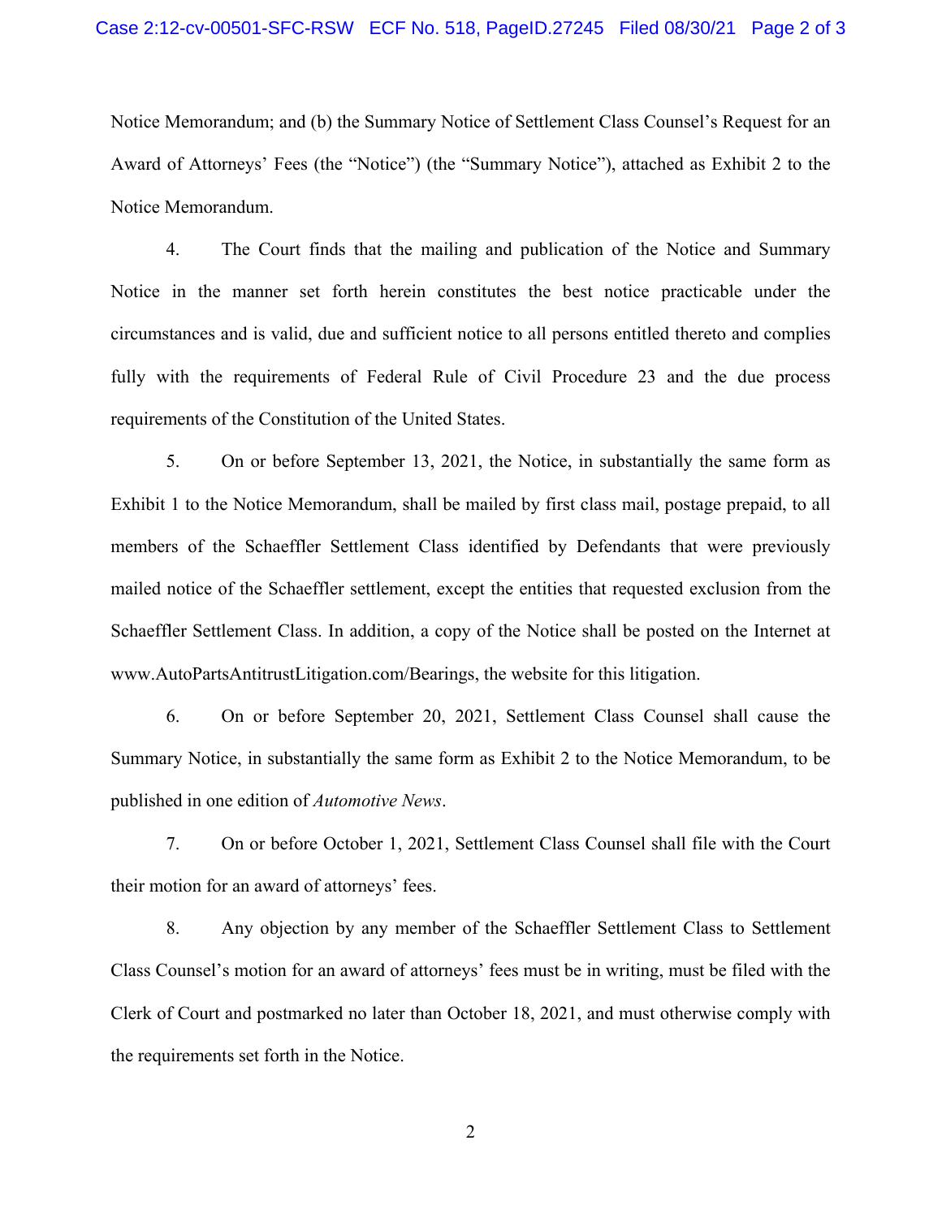Notice Memorandum; and (b) the Summary Notice of Settlement Class Counsel's Request for an Award of Attorneys' Fees (the "Notice") (the "Summary Notice"), attached as Exhibit 2 to the Notice Memorandum.

4. The Court finds that the mailing and publication of the Notice and Summary Notice in the manner set forth herein constitutes the best notice practicable under the circumstances and is valid, due and sufficient notice to all persons entitled thereto and complies fully with the requirements of Federal Rule of Civil Procedure 23 and the due process requirements of the Constitution of the United States.

5. On or before September 13, 2021, the Notice, in substantially the same form as Exhibit 1 to the Notice Memorandum, shall be mailed by first class mail, postage prepaid, to all members of the Schaeffler Settlement Class identified by Defendants that were previously mailed notice of the Schaeffler settlement, except the entities that requested exclusion from the Schaeffler Settlement Class. In addition, a copy of the Notice shall be posted on the Internet at www.AutoPartsAntitrustLitigation.com/Bearings, the website for this litigation.

6. On or before September 20, 2021, Settlement Class Counsel shall cause the Summary Notice, in substantially the same form as Exhibit 2 to the Notice Memorandum, to be published in one edition of *Automotive News*.

7. On or before October 1, 2021, Settlement Class Counsel shall file with the Court their motion for an award of attorneys' fees.

8. Any objection by any member of the Schaeffler Settlement Class to Settlement Class Counsel's motion for an award of attorneys' fees must be in writing, must be filed with the Clerk of Court and postmarked no later than October 18, 2021, and must otherwise comply with the requirements set forth in the Notice.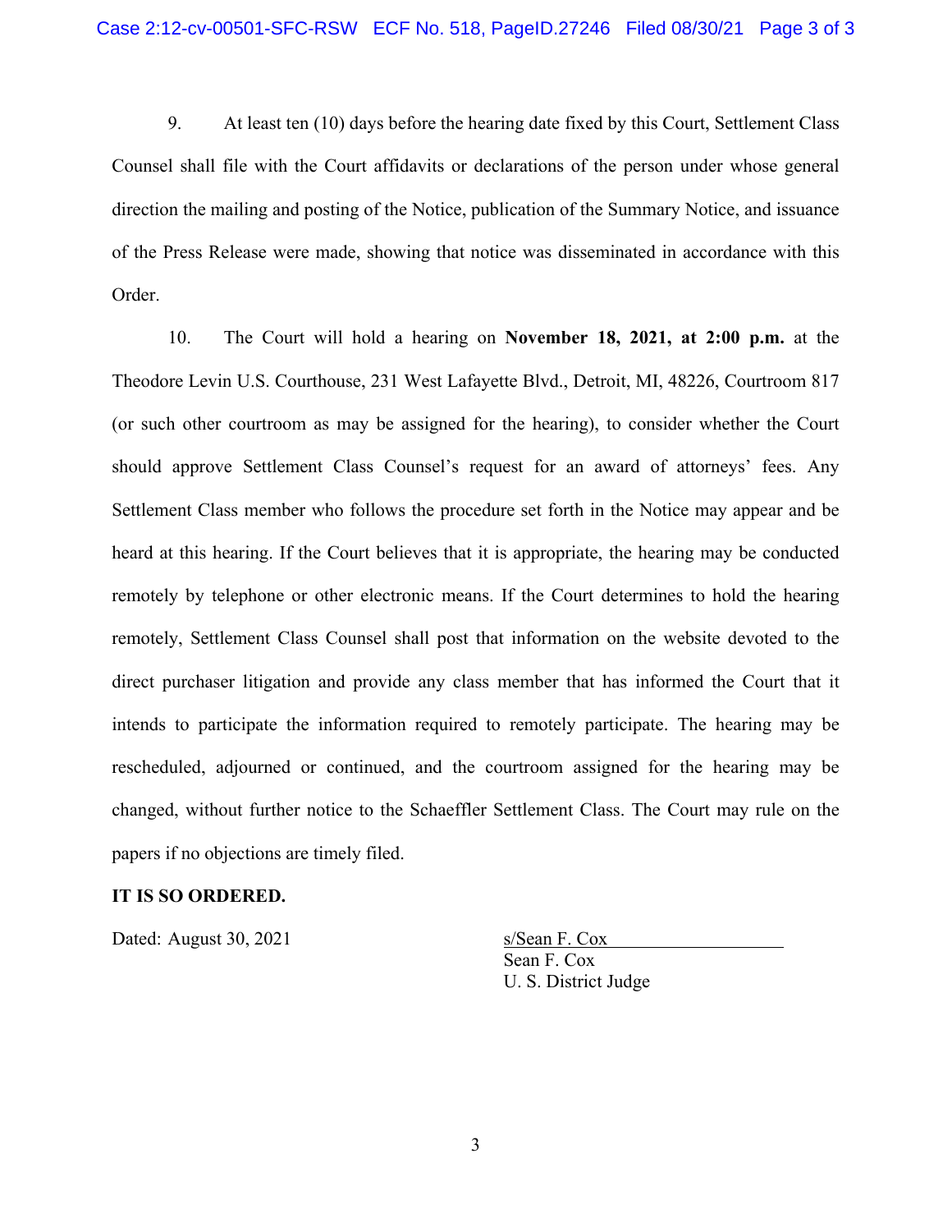9. At least ten (10) days before the hearing date fixed by this Court, Settlement Class Counsel shall file with the Court affidavits or declarations of the person under whose general direction the mailing and posting of the Notice, publication of the Summary Notice, and issuance of the Press Release were made, showing that notice was disseminated in accordance with this Order.

10. The Court will hold a hearing on **November 18, 2021, at 2:00 p.m.** at the Theodore Levin U.S. Courthouse, 231 West Lafayette Blvd., Detroit, MI, 48226, Courtroom 817 (or such other courtroom as may be assigned for the hearing), to consider whether the Court should approve Settlement Class Counsel's request for an award of attorneys' fees. Any Settlement Class member who follows the procedure set forth in the Notice may appear and be heard at this hearing. If the Court believes that it is appropriate, the hearing may be conducted remotely by telephone or other electronic means. If the Court determines to hold the hearing remotely, Settlement Class Counsel shall post that information on the website devoted to the direct purchaser litigation and provide any class member that has informed the Court that it intends to participate the information required to remotely participate. The hearing may be rescheduled, adjourned or continued, and the courtroom assigned for the hearing may be changed, without further notice to the Schaeffler Settlement Class. The Court may rule on the papers if no objections are timely filed.

**IT IS SO ORDERED.**

Dated: August 30, 2021

s/Sean F. Cox
Sean F. Cox
U. S. District Judge